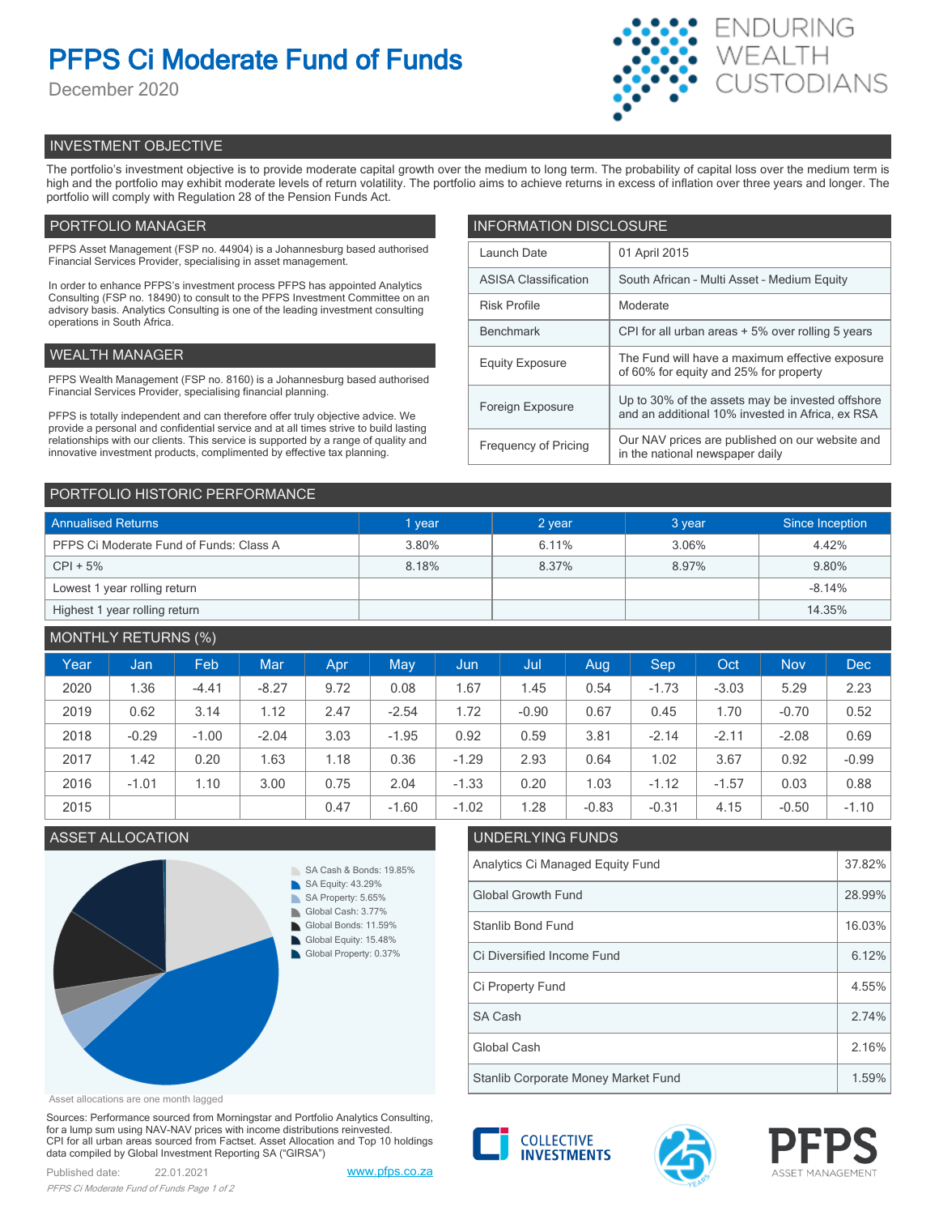# PFPS Ci Moderate Fund of Funds

December 2020

ENDURING WEALTH CUSTODIANS

## INVESTMENT OBJECTIVE

The portfolio's investment objective is to provide moderate capital growth over the medium to long term. The probability of capital loss over the medium term is high and the portfolio may exhibit moderate levels of return volatility. The portfolio aims to achieve returns in excess of inflation over three years and longer. The portfolio will comply with Regulation 28 of the Pension Funds Act.

## PORTFOLIO MANAGER

PFPS Asset Management (FSP no. 44904) is a Johannesburg based authorised Financial Services Provider, specialising in asset management.

In order to enhance PFPS's investment process PFPS has appointed Analytics Consulting (FSP no. 18490) to consult to the PFPS Investment Committee on an advisory basis. Analytics Consulting is one of the leading investment consulting operations in South Africa.

## WEALTH MANAGER

PFPS Wealth Management (FSP no. 8160) is a Johannesburg based authorised Financial Services Provider, specialising financial planning.

PFPS is totally independent and can therefore offer truly objective advice. We provide a personal and confidential service and at all times strive to build lasting relationships with our clients. This service is supported by a range of quality and innovative investment products, complimented by effective tax planning.

## INFORMATION DISCLOSURE

| | |
|---|---|
| Launch Date | 01 April 2015 |
| ASISA Classification | South African - Multi Asset - Medium Equity |
| Risk Profile | Moderate |
| Benchmark | CPI for all urban areas + 5% over rolling 5 years |
| Equity Exposure | The Fund will have a maximum effective exposure of 60% for equity and 25% for property |
| Foreign Exposure | Up to 30% of the assets may be invested offshore and an additional 10% invested in Africa, ex RSA |
| Frequency of Pricing | Our NAV prices are published on our website and in the national newspaper daily |

## PORTFOLIO HISTORIC PERFORMANCE

| Annualised Returns | 1 year | 2 year | 3 year | Since Inception |
|---|---|---|---|---|
| PFPS Ci Moderate Fund of Funds: Class A | 3.80% | 6.11% | 3.06% | 4.42% |
| CPI + 5% | 8.18% | 8.37% | 8.97% | 9.80% |
| Lowest 1 year rolling return | | | | -8.14% |
| Highest 1 year rolling return | | | | 14.35% |

## MONTHLY RETURNS (%)

| Year | Jan | Feb | Mar | Apr | May | Jun | Jul | Aug | Sep | Oct | Nov | Dec |
|---|---|---|---|---|---|---|---|---|---|---|---|---|
| 2020 | 1.36 | -4.41 | -8.27 | 9.72 | 0.08 | 1.67 | 1.45 | 0.54 | -1.73 | -3.03 | 5.29 | 2.23 |
| 2019 | 0.62 | 3.14 | 1.12 | 2.47 | -2.54 | 1.72 | -0.90 | 0.67 | 0.45 | 1.70 | -0.70 | 0.52 |
| 2018 | -0.29 | -1.00 | -2.04 | 3.03 | -1.95 | 0.92 | 0.59 | 3.81 | -2.14 | -2.11 | -2.08 | 0.69 |
| 2017 | 1.42 | 0.20 | 1.63 | 1.18 | 0.36 | -1.29 | 2.93 | 0.64 | 1.02 | 3.67 | 0.92 | -0.99 |
| 2016 | -1.01 | 1.10 | 3.00 | 0.75 | 2.04 | -1.33 | 0.20 | 1.03 | -1.12 | -1.57 | 0.03 | 0.88 |
| 2015 | | | | 0.47 | -1.60 | -1.02 | 1.28 | -0.83 | -0.31 | 4.15 | -0.50 | -1.10 |

## ASSET ALLOCATION

- SA Cash & Bonds: 19.85%
- SA Equity: 43.29%
- SA Property: 5.65%
- Global Cash: 3.77%
- Global Bonds: 11.59%
- Global Equity: 15.48%
- Global Property: 0.37%

Asset allocations are one month lagged

## UNDERLYING FUNDS

| Fund | % |
|---|---|
| Analytics Ci Managed Equity Fund | 37.82% |
| Global Growth Fund | 28.99% |
| Stanlib Bond Fund | 16.03% |
| Ci Diversified Income Fund | 6.12% |
| Ci Property Fund | 4.55% |
| SA Cash | 2.74% |
| Global Cash | 2.16% |
| Stanlib Corporate Money Market Fund | 1.59% |

Sources: Performance sourced from Morningstar and Portfolio Analytics Consulting, for a lump sum using NAV-NAV prices with income distributions reinvested. CPI for all urban areas sourced from Factset. Asset Allocation and Top 10 holdings data compiled by Global Investment Reporting SA ("GIRSA")

Published date: 22.01.2021

www.pfps.co.za

COLLECTIVE INVESTMENTS

PFPS ASSET MANAGEMENT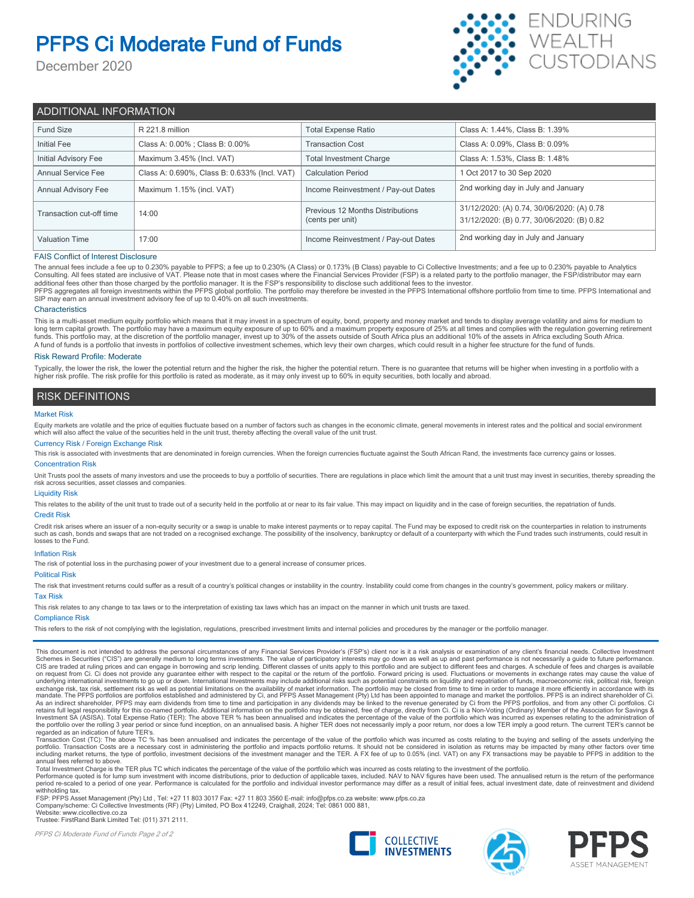# PFPS Ci Moderate Fund of Funds

December 2020

## ADDITIONAL INFORMATION

| | | | |
|---|---|---|---|
| Fund Size | R 221.8 million | Total Expense Ratio | Class A: 1.44%, Class B: 1.39% |
| Initial Fee | Class A: 0.00% ; Class B: 0.00% | Transaction Cost | Class A: 0.09%, Class B: 0.09% |
| Initial Advisory Fee | Maximum 3.45% (Incl. VAT) | Total Investment Charge | Class A: 1.53%, Class B: 1.48% |
| Annual Service Fee | Class A: 0.690%, Class B: 0.633% (Incl. VAT) | Calculation Period | 1 Oct 2017 to 30 Sep 2020 |
| Annual Advisory Fee | Maximum 1.15% (incl. VAT) | Income Reinvestment / Pay-out Dates | 2nd working day in July and January |
| Transaction cut-off time | 14:00 | Previous 12 Months Distributions (cents per unit) | 31/12/2020: (A) 0.74, 30/06/2020: (A) 0.78<br>31/12/2020: (B) 0.77, 30/06/2020: (B) 0.82 |
| Valuation Time | 17:00 | Income Reinvestment / Pay-out Dates | 2nd working day in July and January |

### FAIS Conflict of Interest Disclosure

The annual fees include a fee up to 0.230% payable to PFPS; a fee up to 0.230% (A Class) or 0.173% (B Class) payable to Ci Collective Investments; and a fee up to 0.230% payable to Analytics Consulting. All fees stated are inclusive of VAT. Please note that in most cases where the Financial Services Provider (FSP) is a related party to the portfolio manager, the FSP/distributor may earn additional fees other than those charged by the portfolio manager. It is the FSP's responsibility to disclose such additional fees to the investor.
PFPS aggregates all foreign investments within the PFPS global portfolio. The portfolio may therefore be invested in the PFPS International offshore portfolio from time to time. PFPS International and SIP may earn an annual investment advisory fee of up to 0.40% on all such investments.

### Characteristics

This is a multi-asset medium equity portfolio which means that it may invest in a spectrum of equity, bond, property and money market and tends to display average volatility and aims for medium to long term capital growth. The portfolio may have a maximum equity exposure of up to 60% and a maximum property exposure of 25% at all times and complies with the regulation governing retirement funds. This portfolio may, at the discretion of the portfolio manager, invest up to 30% of the assets outside of South Africa plus an additional 10% of the assets in Africa excluding South Africa.
A fund of funds is a portfolio that invests in portfolios of collective investment schemes, which levy their own charges, which could result in a higher fee structure for the fund of funds.

### Risk Reward Profile: Moderate

Typically, the lower the risk, the lower the potential return and the higher the risk, the higher the potential return. There is no guarantee that returns will be higher when investing in a portfolio with a higher risk profile. The risk profile for this portfolio is rated as moderate, as it may only invest up to 60% in equity securities, both locally and abroad.

## RISK DEFINITIONS

### Market Risk

Equity markets are volatile and the price of equities fluctuate based on a number of factors such as changes in the economic climate, general movements in interest rates and the political and social environment which will also affect the value of the securities held in the unit trust, thereby affecting the overall value of the unit trust.

### Currency Risk / Foreign Exchange Risk

This risk is associated with investments that are denominated in foreign currencies. When the foreign currencies fluctuate against the South African Rand, the investments face currency gains or losses.

### Concentration Risk

Unit Trusts pool the assets of many investors and use the proceeds to buy a portfolio of securities. There are regulations in place which limit the amount that a unit trust may invest in securities, thereby spreading the risk across securities, asset classes and companies.

### Liquidity Risk

This relates to the ability of the unit trust to trade out of a security held in the portfolio at or near to its fair value. This may impact on liquidity and in the case of foreign securities, the repatriation of funds.

### Credit Risk

Credit risk arises where an issuer of a non-equity security or a swap is unable to make interest payments or to repay capital. The Fund may be exposed to credit risk on the counterparties in relation to instruments such as cash, bonds and swaps that are not traded on a recognised exchange. The possibility of the insolvency, bankruptcy or default of a counterparty with which the Fund trades such instruments, could result in losses to the Fund.

### Inflation Risk

The risk of potential loss in the purchasing power of your investment due to a general increase of consumer prices.

### Political Risk

The risk that investment returns could suffer as a result of a country's political changes or instability in the country. Instability could come from changes in the country's government, policy makers or military.

### Tax Risk

This risk relates to any change to tax laws or to the interpretation of existing tax laws which has an impact on the manner in which unit trusts are taxed.

### Compliance Risk

This refers to the risk of not complying with the legislation, regulations, prescribed investment limits and internal policies and procedures by the manager or the portfolio manager.

This document is not intended to address the personal circumstances of any Financial Services Provider's (FSP's) client nor is it a risk analysis or examination of any client's financial needs. Collective Investment Schemes in Securities ("CIS") are generally medium to long terms investments. The value of participatory interests may go down as well as up and past performance is not necessarily a guide to future performance. CIS are traded at ruling prices and can engage in borrowing and scrip lending. Different classes of units apply to this portfolio and are subject to different fees and charges. A schedule of fees and charges is available on request from Ci. Ci does not provide any guarantee either with respect to the capital or the return of the portfolio. Forward pricing is used. Fluctuations or movements in exchange rates may cause the value of underlying international investments to go up or down. International Investments may include additional risks such as potential constraints on liquidity and repatriation of funds, macroeconomic risk, political risk, foreign exchange risk, tax risk, settlement risk as well as potential limitations on the availability of market information. The portfolio may be closed from time to time in order to manage it more efficiently in accordance with its mandate. The PFPS portfolios are portfolios established and administered by Ci, and PFPS Asset Management (Pty) Ltd has been appointed to manage and market the portfolios. PFPS is an indirect shareholder of Ci. As an indirect shareholder, PFPS may earn dividends from time to time and participation in any dividends may be linked to the revenue generated by Ci from the PFPS portfolios, and from any other Ci portfolios. Ci retains full legal responsibility for this co-named portfolio. Additional information on the portfolio may be obtained, free of charge, directly from Ci. Ci is a Non-Voting (Ordinary) Member of the Association for Savings & Investment SA (ASISA). Total Expense Ratio (TER): The above TER % has been annualised and indicates the percentage of the value of the portfolio which was incurred as expenses relating to the administration of the portfolio over the rolling 3 year period or since fund inception, on an annualised basis. A higher TER does not necessarily imply a poor return, nor does a low TER imply a good return. The current TER's cannot be regarded as an indication of future TER's.
Transaction Cost (TC): The above TC % has been annualised and indicates the percentage of the value of the portfolio which was incurred as costs relating to the buying and selling of the assets underlying the portfolio. Transaction Costs are a necessary cost in administering the portfolio and impacts portfolio returns. It should not be considered in isolation as returns may be impacted by many other factors over time including market returns, the type of portfolio, investment decisions of the investment manager and the TER. A FX fee of up to 0.05% (incl. VAT) on any FX transactions may be payable to PFPS in addition to the annual fees referred to above.
Total Investment Charge is the TER plus TC which indicates the percentage of the value of the portfolio which was incurred as costs relating to the investment of the portfolio.
Performance quoted is for lump sum investment with income distributions, prior to deduction of applicable taxes, included. NAV to NAV figures have been used. The annualised return is the return of the performance period re-scaled to a period of one year. Performance is calculated for the portfolio and individual investor performance may differ as a result of initial fees, actual investment date, date of reinvestment and dividend withholding tax.
FSP: PFPS Asset Management (Pty) Ltd , Tel: +27 11 803 3017 Fax: +27 11 803 3560 E-mail: info@pfps.co.za website: www.pfps.co.za
Company/scheme: Ci Collective Investments (RF) (Pty) Limited, PO Box 412249, Craighall, 2024; Tel: 0861 000 881,
Website: www.cicollective.co.za
Trustee: FirstRand Bank Limited Tel: (011) 371 2111.